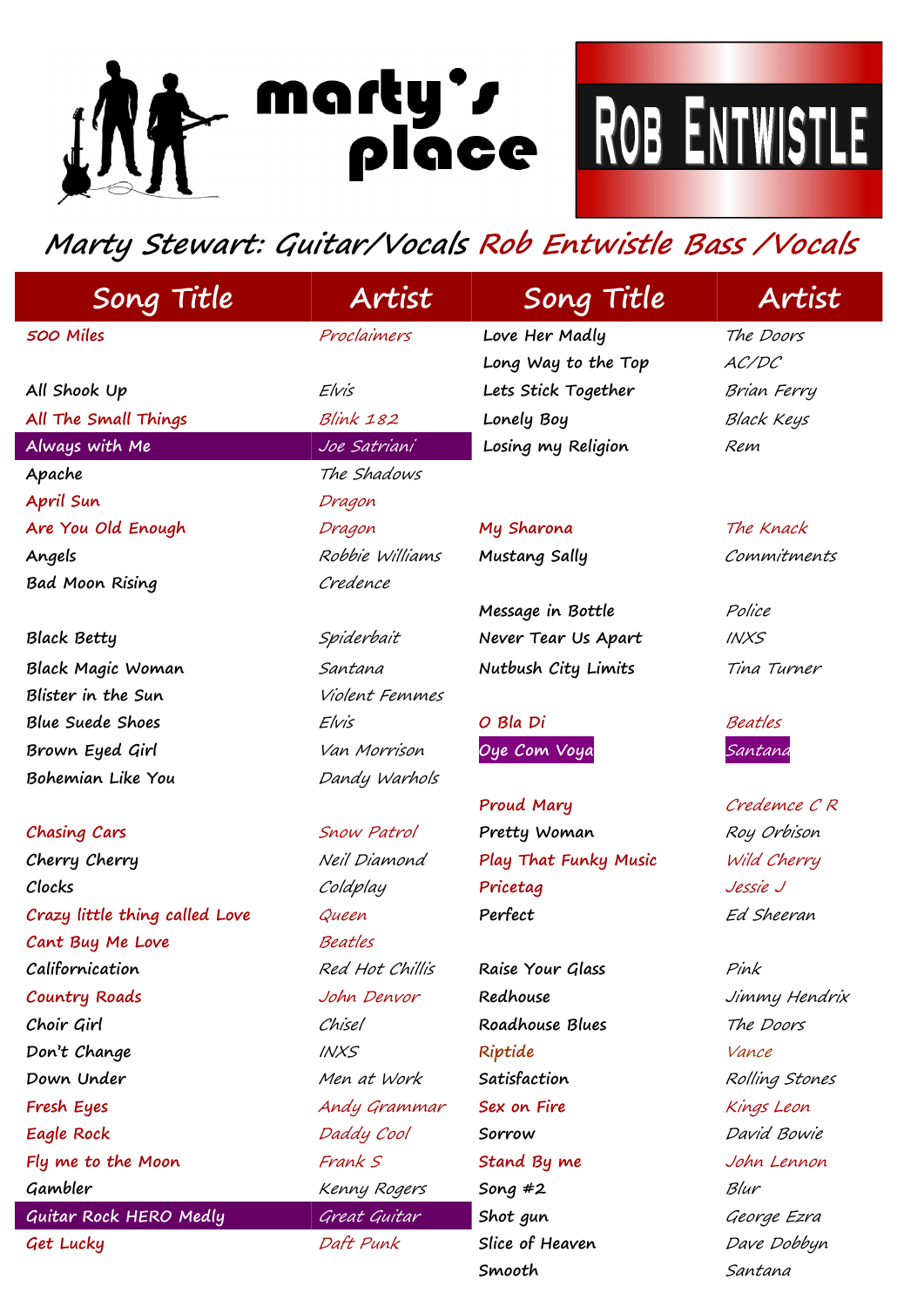marty's place

ROB ENTWISTLE

## Marty Stewart: Guitar/Vocals Rob Entwistle Bass /Vocals

| Song Title | Artist | Song Title | Artist |
|---|---|---|---|
| 500 Miles | Proclaimers | Love Her Madly | The Doors |
| | | Long Way to the Top | AC/DC |
| All Shook Up | Elvis | Lets Stick Together | Brian Ferry |
| All The Small Things | Blink 182 | Lonely Boy | Black Keys |
| Always with Me | Joe Satriani | Losing my Religion | Rem |
| Apache | The Shadows | | |
| April Sun | Dragon | | |
| Are You Old Enough | Dragon | My Sharona | The Knack |
| Angels | Robbie Williams | Mustang Sally | Commitments |
| Bad Moon Rising | Credence | | |
| | | Message in Bottle | Police |
| Black Betty | Spiderbait | Never Tear Us Apart | INXS |
| Black Magic Woman | Santana | Nutbush City Limits | Tina Turner |
| Blister in the Sun | Violent Femmes | | |
| Blue Suede Shoes | Elvis | O Bla Di | Beatles |
| Brown Eyed Girl | Van Morrison | Oye Com Voya | Santana |
| Bohemian Like You | Dandy Warhols | | |
| | | Proud Mary | Credence C R |
| Chasing Cars | Snow Patrol | Pretty Woman | Roy Orbison |
| Cherry Cherry | Neil Diamond | Play That Funky Music | Wild Cherry |
| Clocks | Coldplay | Pricetag | Jessie J |
| Crazy little thing called Love | Queen | Perfect | Ed Sheeran |
| Cant Buy Me Love | Beatles | | |
| Californication | Red Hot Chillis | Raise Your Glass | Pink |
| Country Roads | John Denvor | Redhouse | Jimmy Hendrix |
| Choir Girl | Chisel | Roadhouse Blues | The Doors |
| Don't Change | INXS | Riptide | Vance |
| Down Under | Men at Work | Satisfaction | Rolling Stones |
| Fresh Eyes | Andy Grammar | Sex on Fire | Kings Leon |
| Eagle Rock | Daddy Cool | Sorrow | David Bowie |
| Fly me to the Moon | Frank S | Stand By me | John Lennon |
| Gambler | Kenny Rogers | Song #2 | Blur |
| Guitar Rock HERO Medly | Great Guitar | Shot gun | George Ezra |
| Get Lucky | Daft Punk | Slice of Heaven | Dave Dobbyn |
| | | Smooth | Santana |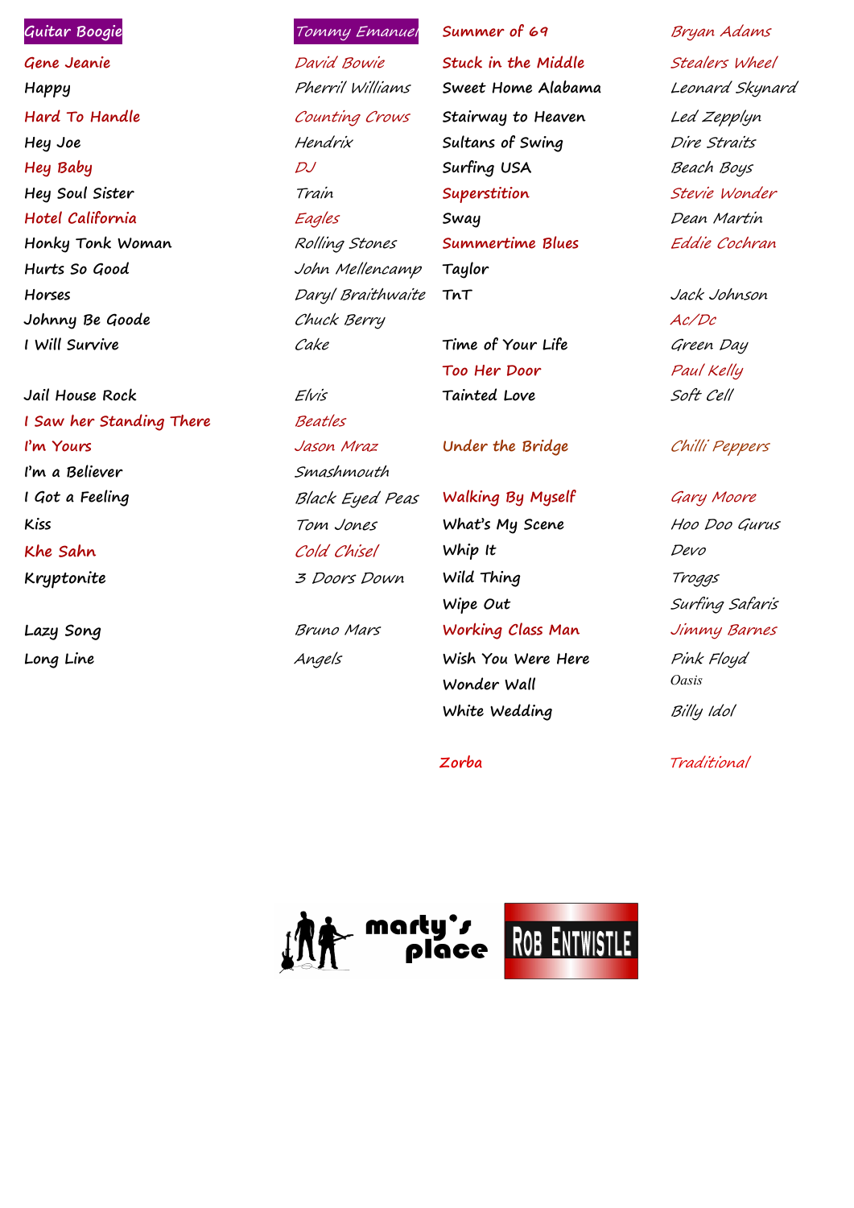| | | | |
|---|---|---|---|
| Guitar Boogie | Tommy Emanuel | Summer of 69 | Bryan Adams |
| Gene Jeanie | David Bowie | Stuck in the Middle | Stealers Wheel |
| Happy | Pherril Williams | Sweet Home Alabama | Leonard Skynard |
| Hard To Handle | Counting Crows | Stairway to Heaven | Led Zepplyn |
| Hey Joe | Hendrix | Sultans of Swing | Dire Straits |
| Hey Baby | DJ | Surfing USA | Beach Boys |
| Hey Soul Sister | Train | Superstition | Stevie Wonder |
| Hotel California | Eagles | Sway | Dean Martin |
| Honky Tonk Woman | Rolling Stones | Summertime Blues | Eddie Cochran |
| Hurts So Good | John Mellencamp | Taylor | |
| Horses | Daryl Braithwaite | TnT | Jack Johnson |
| Johnny Be Goode | Chuck Berry | | Ac/Dc |
| I Will Survive | Cake | Time of Your Life | Green Day |
| | | Too Her Door | Paul Kelly |
| Jail House Rock | Elvis | Tainted Love | Soft Cell |
| I Saw her Standing There | Beatles | | |
| I'm Yours | Jason Mraz | Under the Bridge | Chilli Peppers |
| I'm a Believer | Smashmouth | | |
| I Got a Feeling | Black Eyed Peas | Walking By Myself | Gary Moore |
| Kiss | Tom Jones | What's My Scene | Hoo Doo Gurus |
| Khe Sahn | Cold Chisel | Whip It | Devo |
| Kryptonite | 3 Doors Down | Wild Thing | Troggs |
| | | Wipe Out | Surfing Safaris |
| Lazy Song | Bruno Mars | Working Class Man | Jimmy Barnes |
| Long Line | Angels | Wish You Were Here | Pink Floyd |
| | | Wonder Wall | Oasis |
| | | White Wedding | Billy Idol |
| | | Zorba | Traditional |

marty's place

ROB ENTWISTLE